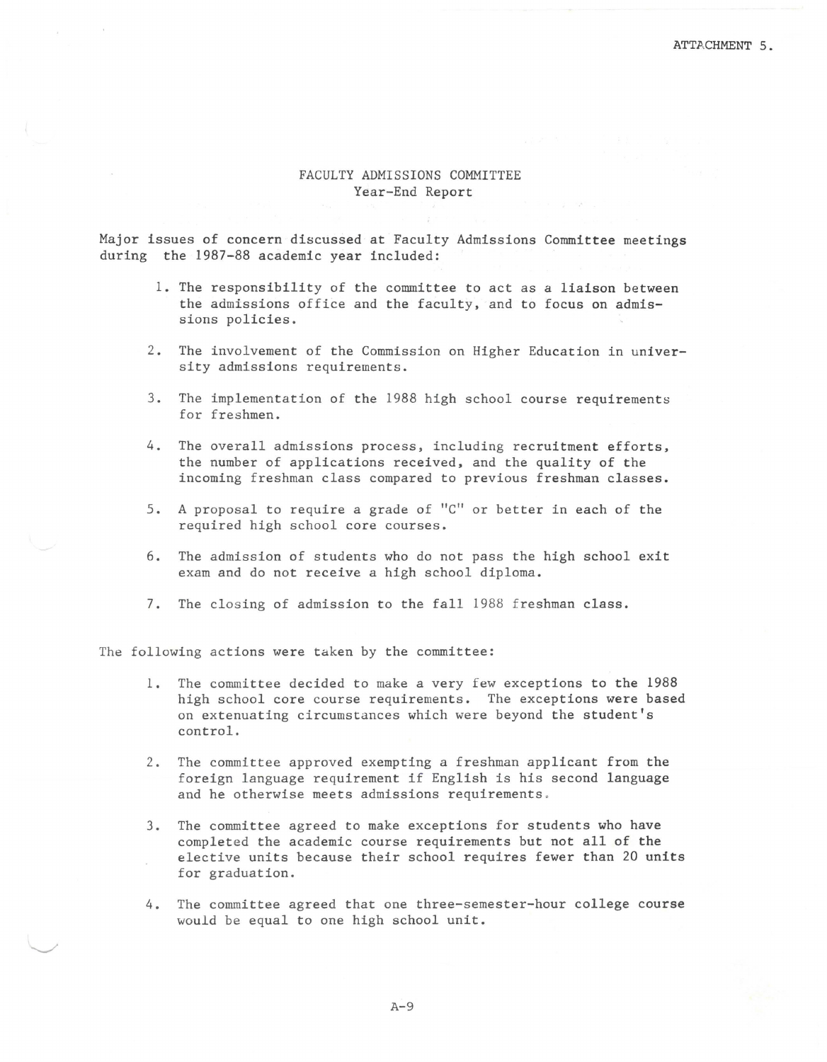ATTACHMENT 5.

# FACULTY ADMISSIONS COMMITTEE
## Year-End Report

Major issues of concern discussed at Faculty Admissions Committee meetings during the 1987-88 academic year included:

1. The responsibility of the committee to act as a liaison between the admissions office and the faculty, and to focus on admissions policies.

2. The involvement of the Commission on Higher Education in university admissions requirements.

3. The implementation of the 1988 high school course requirements for freshmen.

4. The overall admissions process, including recruitment efforts, the number of applications received, and the quality of the incoming freshman class compared to previous freshman classes.

5. A proposal to require a grade of "C" or better in each of the required high school core courses.

6. The admission of students who do not pass the high school exit exam and do not receive a high school diploma.

7. The closing of admission to the fall 1988 freshman class.

The following actions were taken by the committee:

1. The committee decided to make a very few exceptions to the 1988 high school core course requirements. The exceptions were based on extenuating circumstances which were beyond the student's control.

2. The committee approved exempting a freshman applicant from the foreign language requirement if English is his second language and he otherwise meets admissions requirements.

3. The committee agreed to make exceptions for students who have completed the academic course requirements but not all of the elective units because their school requires fewer than 20 units for graduation.

4. The committee agreed that one three-semester-hour college course would be equal to one high school unit.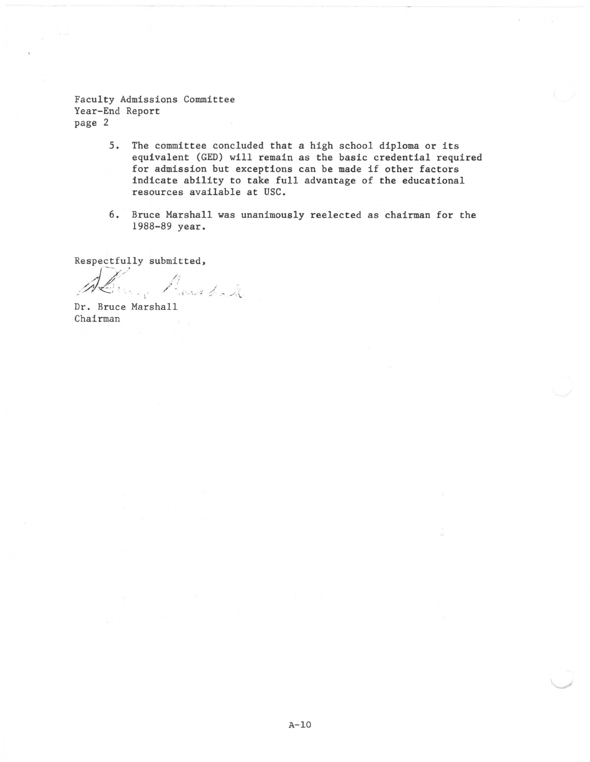Faculty Admissions Committee
Year-End Report
page 2

5. The committee concluded that a high school diploma or its equivalent (GED) will remain as the basic credential required for admission but exceptions can be made if other factors indicate ability to take full advantage of the educational resources available at USC.

6. Bruce Marshall was unanimously reelected as chairman for the 1988-89 year.

Respectfully submitted,

Dr. Bruce Marshall
Chairman